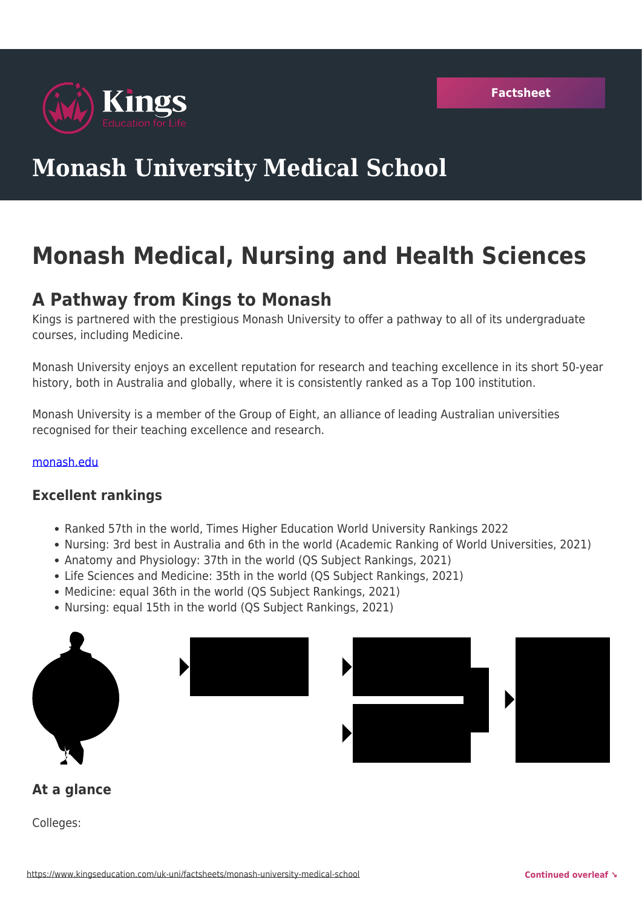# Monash University Medical School

# Monash Medical, Nursing and Health Sciences

## A Pathway from Kings to Monash

Kings is partnered with the prestigious Monash University to offer a pathway to all of its undergraduate courses, including Medicine.

Monash University enjoys an excellent reputation for research and teaching excellence in its short 50-year history, both in Australia and globally, where it is consistently ranked as a Top 100 institution.

Monash University is a member of the Group of Eight, an alliance of leading Australian universities recognised for their teaching excellence and research.

[monash.edu](monash.edu)

### Excellent rankings

- Ranked 57th in the world, Times Higher Education World University Rankings 2022
- Nursing: 3rd best in Australia and 6th in the world (Academic Ranking of World Universities, 2021)
- Anatomy and Physiology: 37th in the world (QS Subject Rankings, 2021)
- Life Sciences and Medicine: 35th in the world (QS Subject Rankings, 2021)
- Medicine: equal 36th in the world (QS Subject Rankings, 2021)
- Nursing: equal 15th in the world (QS Subject Rankings, 2021)

### At a glance

Colleges: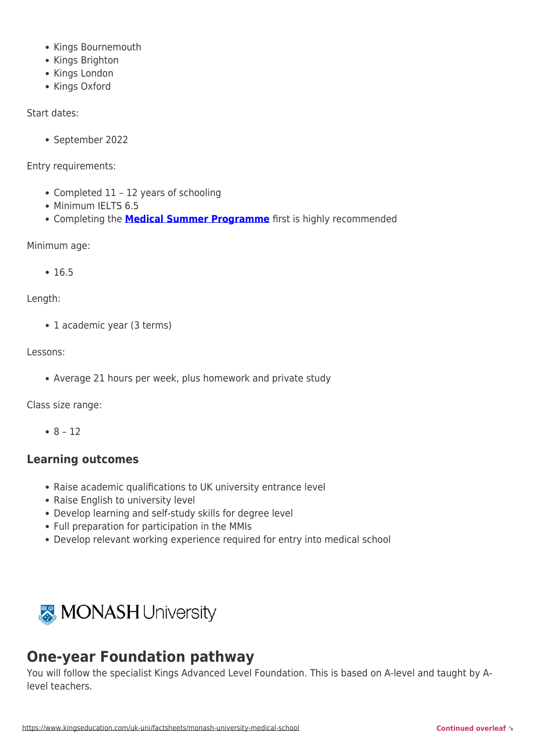- Kings Bournemouth
- Kings Brighton
- Kings London
- Kings Oxford

Start dates:

- September 2022

Entry requirements:

- Completed 11 – 12 years of schooling
- Minimum IELTS 6.5
- Completing the **Medical Summer Programme** first is highly recommended

Minimum age:

- 16.5

Length:

- 1 academic year (3 terms)

Lessons:

- Average 21 hours per week, plus homework and private study

Class size range:

- 8 – 12

### Learning outcomes

- Raise academic qualifications to UK university entrance level
- Raise English to university level
- Develop learning and self-study skills for degree level
- Full preparation for participation in the MMIs
- Develop relevant working experience required for entry into medical school

MONASH University

## One-year Foundation pathway

You will follow the specialist Kings Advanced Level Foundation. This is based on A-level and taught by A-level teachers.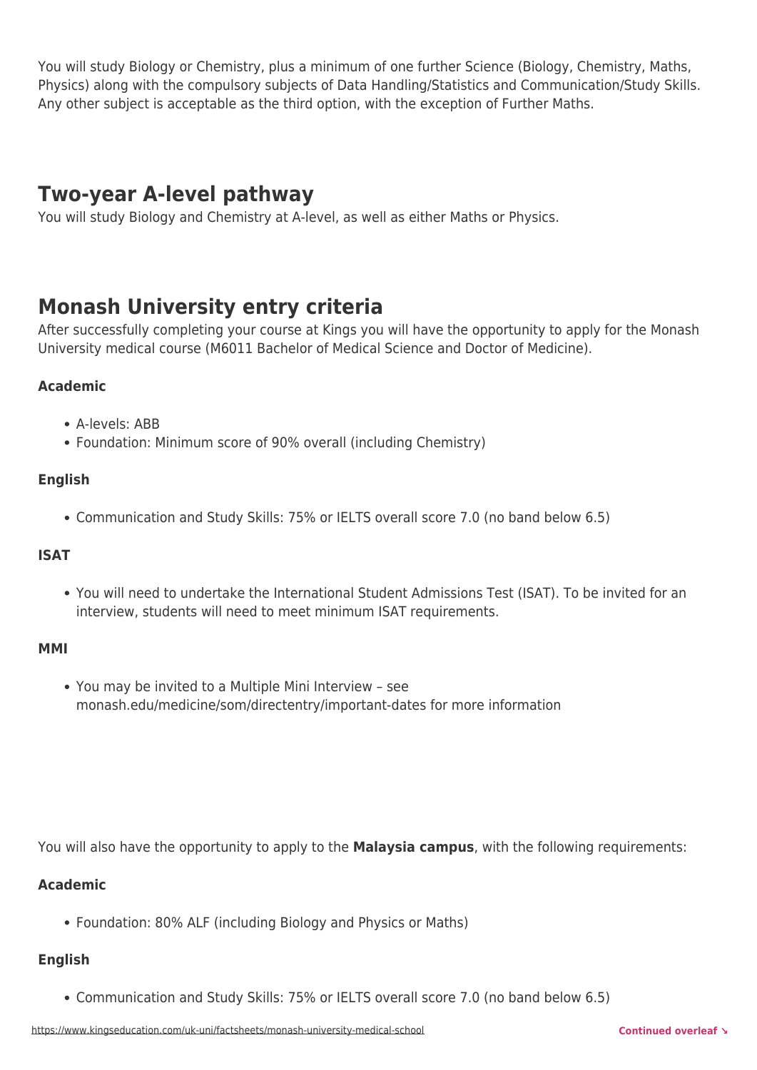You will study Biology or Chemistry, plus a minimum of one further Science (Biology, Chemistry, Maths, Physics) along with the compulsory subjects of Data Handling/Statistics and Communication/Study Skills. Any other subject is acceptable as the third option, with the exception of Further Maths.

## Two-year A-level pathway

You will study Biology and Chemistry at A-level, as well as either Maths or Physics.

## Monash University entry criteria

After successfully completing your course at Kings you will have the opportunity to apply for the Monash University medical course (M6011 Bachelor of Medical Science and Doctor of Medicine).

**Academic**

- A-levels: ABB
- Foundation: Minimum score of 90% overall (including Chemistry)

**English**

- Communication and Study Skills: 75% or IELTS overall score 7.0 (no band below 6.5)

**ISAT**

- You will need to undertake the International Student Admissions Test (ISAT). To be invited for an interview, students will need to meet minimum ISAT requirements.

**MMI**

- You may be invited to a Multiple Mini Interview – see monash.edu/medicine/som/directentry/important-dates for more information

You will also have the opportunity to apply to the **Malaysia campus**, with the following requirements:

**Academic**

- Foundation: 80% ALF (including Biology and Physics or Maths)

**English**

- Communication and Study Skills: 75% or IELTS overall score 7.0 (no band below 6.5)